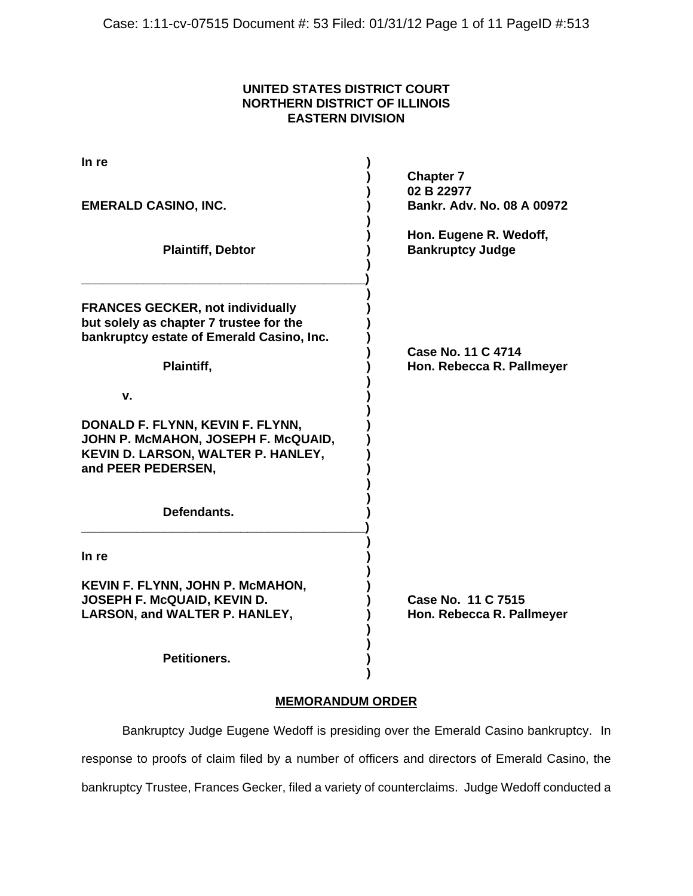**UNITED STATES DISTRICT COURT**
**NORTHERN DISTRICT OF ILLINOIS**
**EASTERN DIVISION**

| | |
|---|---|
| **In re**<br><br>**EMERALD CASINO, INC.**<br><br>**Plaintiff, Debtor** | **Chapter 7**<br>**02 B 22977**<br>**Bankr. Adv. No. 08 A 00972**<br><br>**Hon. Eugene R. Wedoff,**<br>**Bankruptcy Judge** |
| **FRANCES GECKER, not individually but solely as chapter 7 trustee for the bankruptcy estate of Emerald Casino, Inc.**<br><br>**Plaintiff,**<br><br>**v.**<br><br>**DONALD F. FLYNN, KEVIN F. FLYNN, JOHN P. McMAHON, JOSEPH F. McQUAID, KEVIN D. LARSON, WALTER P. HANLEY, and PEER PEDERSEN,**<br><br>**Defendants.** | **Case No. 11 C 4714**<br>**Hon. Rebecca R. Pallmeyer** |
| **In re**<br><br>**KEVIN F. FLYNN, JOHN P. McMAHON, JOSEPH F. McQUAID, KEVIN D. LARSON, and WALTER P. HANLEY,**<br><br>**Petitioners.** | **Case No. 11 C 7515**<br>**Hon. Rebecca R. Pallmeyer** |

**MEMORANDUM ORDER**

Bankruptcy Judge Eugene Wedoff is presiding over the Emerald Casino bankruptcy. In response to proofs of claim filed by a number of officers and directors of Emerald Casino, the bankruptcy Trustee, Frances Gecker, filed a variety of counterclaims. Judge Wedoff conducted a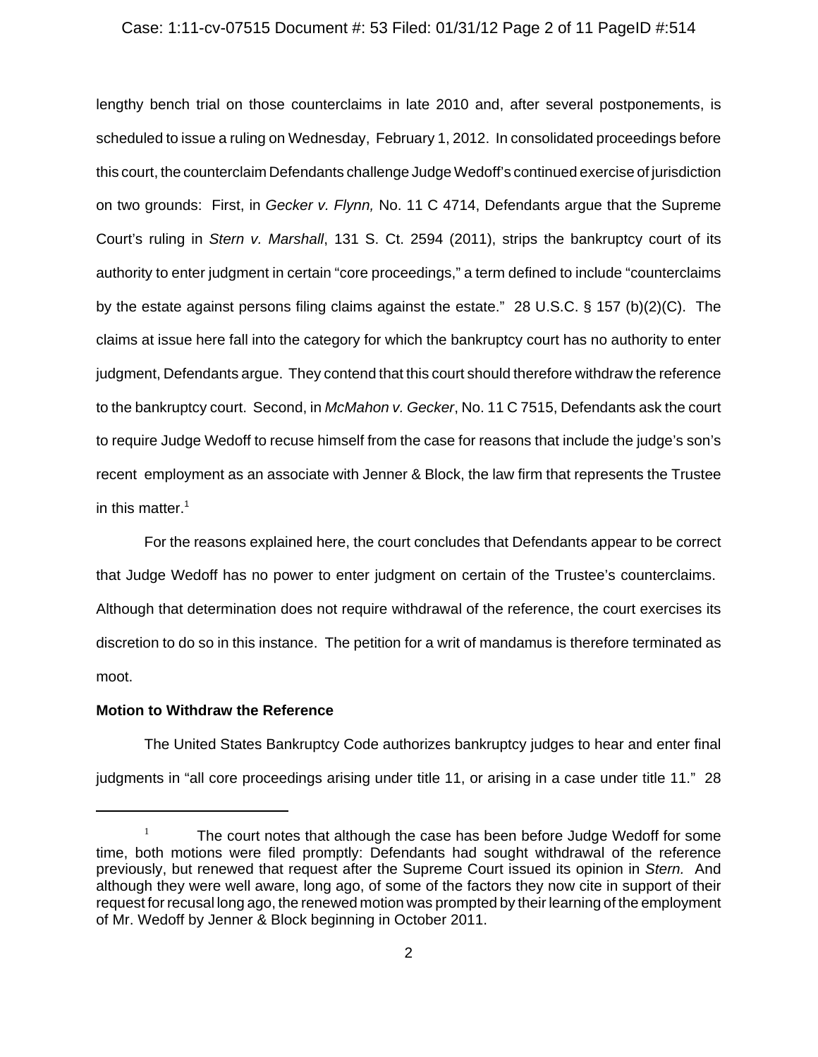lengthy bench trial on those counterclaims in late 2010 and, after several postponements, is scheduled to issue a ruling on Wednesday, February 1, 2012. In consolidated proceedings before this court, the counterclaim Defendants challenge Judge Wedoff's continued exercise of jurisdiction on two grounds: First, in *Gecker v. Flynn,* No. 11 C 4714, Defendants argue that the Supreme Court's ruling in *Stern v. Marshall*, 131 S. Ct. 2594 (2011), strips the bankruptcy court of its authority to enter judgment in certain "core proceedings," a term defined to include "counterclaims by the estate against persons filing claims against the estate." 28 U.S.C. § 157 (b)(2)(C). The claims at issue here fall into the category for which the bankruptcy court has no authority to enter judgment, Defendants argue. They contend that this court should therefore withdraw the reference to the bankruptcy court. Second, in *McMahon v. Gecker*, No. 11 C 7515, Defendants ask the court to require Judge Wedoff to recuse himself from the case for reasons that include the judge's son's recent employment as an associate with Jenner & Block, the law firm that represents the Trustee in this matter.[1]

For the reasons explained here, the court concludes that Defendants appear to be correct that Judge Wedoff has no power to enter judgment on certain of the Trustee's counterclaims. Although that determination does not require withdrawal of the reference, the court exercises its discretion to do so in this instance. The petition for a writ of mandamus is therefore terminated as moot.

**Motion to Withdraw the Reference**

The United States Bankruptcy Code authorizes bankruptcy judges to hear and enter final judgments in "all core proceedings arising under title 11, or arising in a case under title 11." 28

---

[1] The court notes that although the case has been before Judge Wedoff for some time, both motions were filed promptly: Defendants had sought withdrawal of the reference previously, but renewed that request after the Supreme Court issued its opinion in *Stern.* And although they were well aware, long ago, of some of the factors they now cite in support of their request for recusal long ago, the renewed motion was prompted by their learning of the employment of Mr. Wedoff by Jenner & Block beginning in October 2011.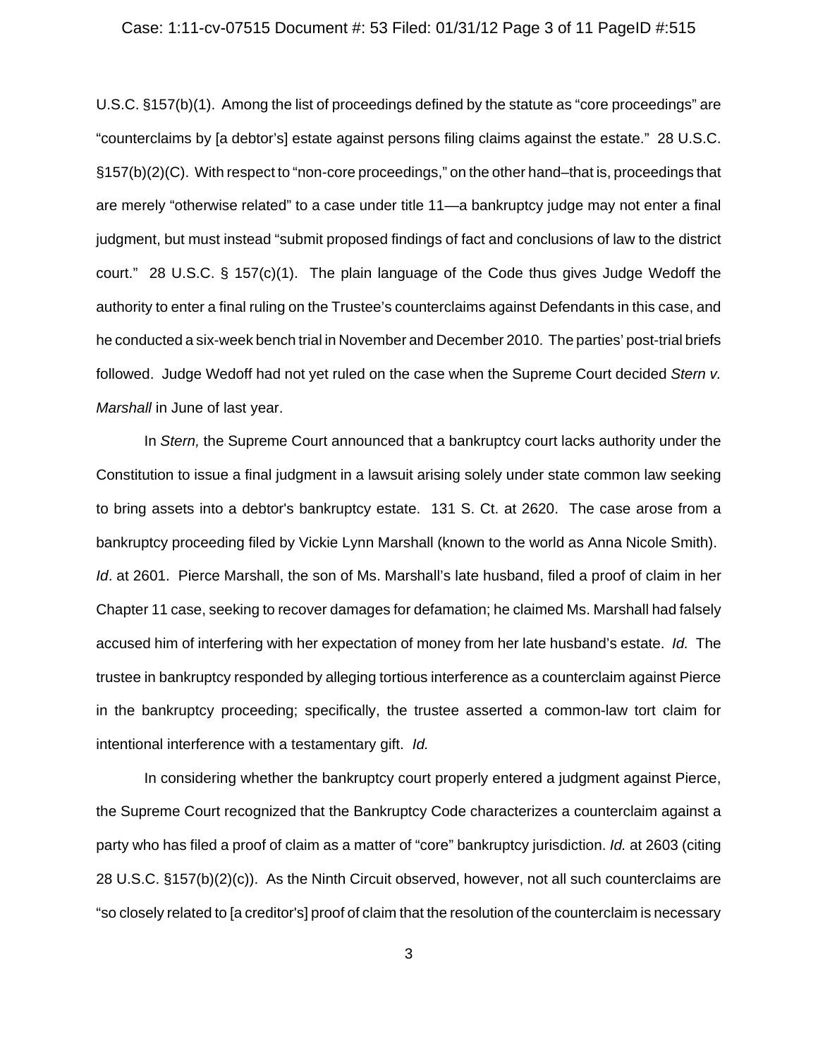U.S.C. §157(b)(1). Among the list of proceedings defined by the statute as "core proceedings" are "counterclaims by [a debtor's] estate against persons filing claims against the estate." 28 U.S.C. §157(b)(2)(C). With respect to "non-core proceedings," on the other hand–that is, proceedings that are merely "otherwise related" to a case under title 11—a bankruptcy judge may not enter a final judgment, but must instead "submit proposed findings of fact and conclusions of law to the district court." 28 U.S.C. § 157(c)(1). The plain language of the Code thus gives Judge Wedoff the authority to enter a final ruling on the Trustee's counterclaims against Defendants in this case, and he conducted a six-week bench trial in November and December 2010. The parties' post-trial briefs followed. Judge Wedoff had not yet ruled on the case when the Supreme Court decided *Stern v. Marshall* in June of last year.

In *Stern,* the Supreme Court announced that a bankruptcy court lacks authority under the Constitution to issue a final judgment in a lawsuit arising solely under state common law seeking to bring assets into a debtor's bankruptcy estate. 131 S. Ct. at 2620. The case arose from a bankruptcy proceeding filed by Vickie Lynn Marshall (known to the world as Anna Nicole Smith). *Id*. at 2601. Pierce Marshall, the son of Ms. Marshall's late husband, filed a proof of claim in her Chapter 11 case, seeking to recover damages for defamation; he claimed Ms. Marshall had falsely accused him of interfering with her expectation of money from her late husband's estate. *Id.* The trustee in bankruptcy responded by alleging tortious interference as a counterclaim against Pierce in the bankruptcy proceeding; specifically, the trustee asserted a common-law tort claim for intentional interference with a testamentary gift. *Id.*

In considering whether the bankruptcy court properly entered a judgment against Pierce, the Supreme Court recognized that the Bankruptcy Code characterizes a counterclaim against a party who has filed a proof of claim as a matter of "core" bankruptcy jurisdiction. *Id.* at 2603 (citing 28 U.S.C. §157(b)(2)(c)). As the Ninth Circuit observed, however, not all such counterclaims are "so closely related to [a creditor's] proof of claim that the resolution of the counterclaim is necessary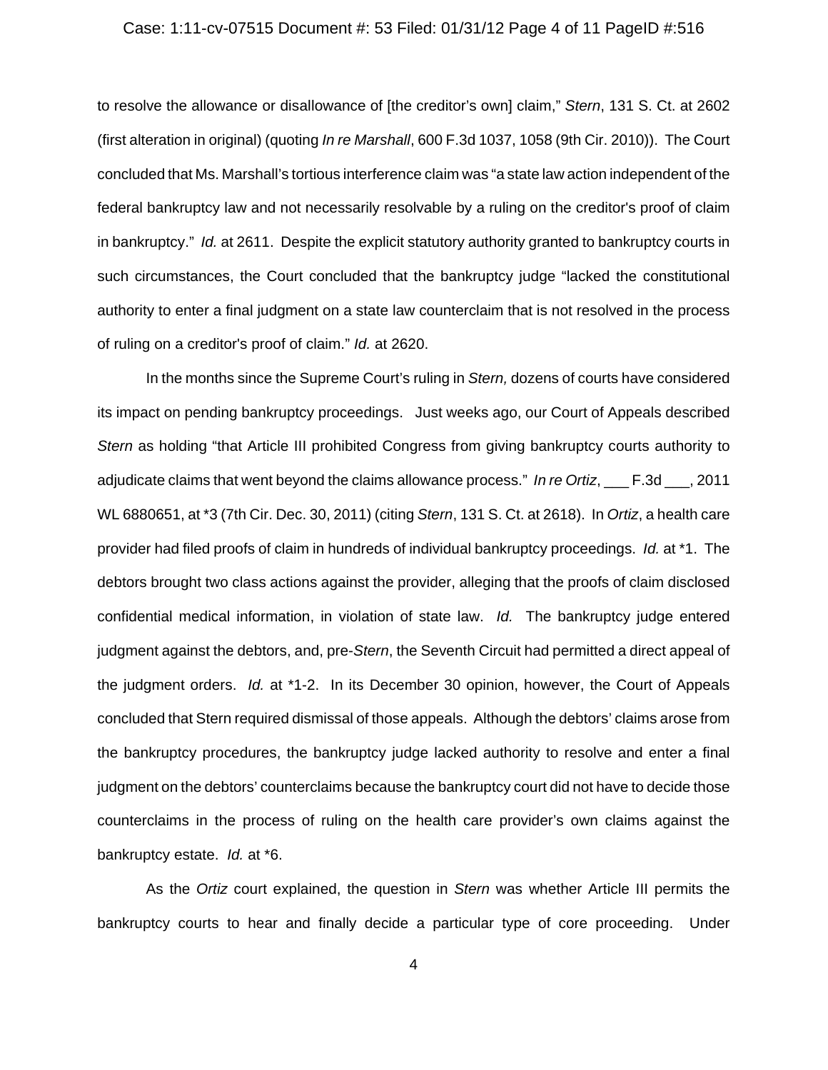to resolve the allowance or disallowance of [the creditor's own] claim," *Stern*, 131 S. Ct. at 2602 (first alteration in original) (quoting *In re Marshall*, 600 F.3d 1037, 1058 (9th Cir. 2010)). The Court concluded that Ms. Marshall's tortious interference claim was "a state law action independent of the federal bankruptcy law and not necessarily resolvable by a ruling on the creditor's proof of claim in bankruptcy." *Id.* at 2611. Despite the explicit statutory authority granted to bankruptcy courts in such circumstances, the Court concluded that the bankruptcy judge "lacked the constitutional authority to enter a final judgment on a state law counterclaim that is not resolved in the process of ruling on a creditor's proof of claim." *Id.* at 2620.

In the months since the Supreme Court's ruling in *Stern,* dozens of courts have considered its impact on pending bankruptcy proceedings. Just weeks ago, our Court of Appeals described *Stern* as holding "that Article III prohibited Congress from giving bankruptcy courts authority to adjudicate claims that went beyond the claims allowance process." *In re Ortiz*, ___ F.3d ___, 2011 WL 6880651, at *3 (7th Cir. Dec. 30, 2011) (citing *Stern*, 131 S. Ct. at 2618). In *Ortiz*, a health care provider had filed proofs of claim in hundreds of individual bankruptcy proceedings. *Id.* at *1. The debtors brought two class actions against the provider, alleging that the proofs of claim disclosed confidential medical information, in violation of state law. *Id.* The bankruptcy judge entered judgment against the debtors, and, pre-*Stern*, the Seventh Circuit had permitted a direct appeal of the judgment orders. *Id.* at *1-2. In its December 30 opinion, however, the Court of Appeals concluded that Stern required dismissal of those appeals. Although the debtors' claims arose from the bankruptcy procedures, the bankruptcy judge lacked authority to resolve and enter a final judgment on the debtors' counterclaims because the bankruptcy court did not have to decide those counterclaims in the process of ruling on the health care provider's own claims against the bankruptcy estate. *Id.* at *6.

As the *Ortiz* court explained, the question in *Stern* was whether Article III permits the bankruptcy courts to hear and finally decide a particular type of core proceeding. Under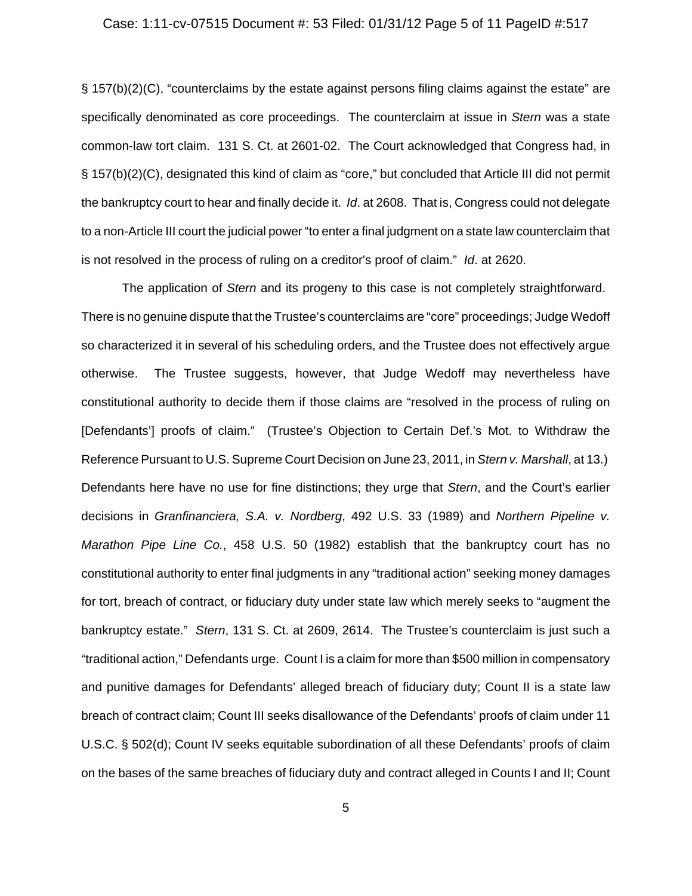§ 157(b)(2)(C), "counterclaims by the estate against persons filing claims against the estate" are specifically denominated as core proceedings. The counterclaim at issue in *Stern* was a state common-law tort claim. 131 S. Ct. at 2601-02. The Court acknowledged that Congress had, in § 157(b)(2)(C), designated this kind of claim as "core," but concluded that Article III did not permit the bankruptcy court to hear and finally decide it. *Id*. at 2608. That is, Congress could not delegate to a non-Article III court the judicial power "to enter a final judgment on a state law counterclaim that is not resolved in the process of ruling on a creditor's proof of claim." *Id*. at 2620.

The application of *Stern* and its progeny to this case is not completely straightforward. There is no genuine dispute that the Trustee's counterclaims are "core" proceedings; Judge Wedoff so characterized it in several of his scheduling orders, and the Trustee does not effectively argue otherwise. The Trustee suggests, however, that Judge Wedoff may nevertheless have constitutional authority to decide them if those claims are "resolved in the process of ruling on [Defendants'] proofs of claim." (Trustee's Objection to Certain Def.'s Mot. to Withdraw the Reference Pursuant to U.S. Supreme Court Decision on June 23, 2011, in *Stern v. Marshall*, at 13.) Defendants here have no use for fine distinctions; they urge that *Stern*, and the Court's earlier decisions in *Granfinanciera, S.A. v. Nordberg*, 492 U.S. 33 (1989) and *Northern Pipeline v. Marathon Pipe Line Co.*, 458 U.S. 50 (1982) establish that the bankruptcy court has no constitutional authority to enter final judgments in any "traditional action" seeking money damages for tort, breach of contract, or fiduciary duty under state law which merely seeks to "augment the bankruptcy estate." *Stern*, 131 S. Ct. at 2609, 2614. The Trustee's counterclaim is just such a "traditional action," Defendants urge. Count I is a claim for more than $500 million in compensatory and punitive damages for Defendants' alleged breach of fiduciary duty; Count II is a state law breach of contract claim; Count III seeks disallowance of the Defendants' proofs of claim under 11 U.S.C. § 502(d); Count IV seeks equitable subordination of all these Defendants' proofs of claim on the bases of the same breaches of fiduciary duty and contract alleged in Counts I and II; Count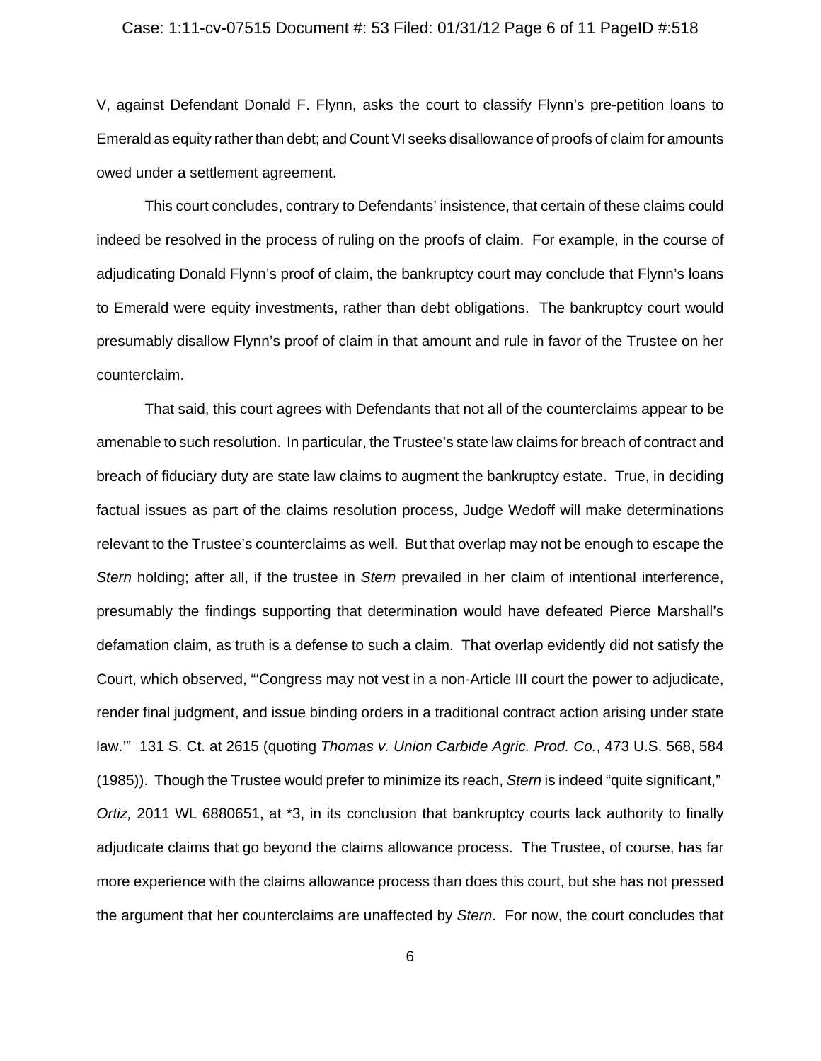V, against Defendant Donald F. Flynn, asks the court to classify Flynn's pre-petition loans to Emerald as equity rather than debt; and Count VI seeks disallowance of proofs of claim for amounts owed under a settlement agreement.

This court concludes, contrary to Defendants' insistence, that certain of these claims could indeed be resolved in the process of ruling on the proofs of claim. For example, in the course of adjudicating Donald Flynn's proof of claim, the bankruptcy court may conclude that Flynn's loans to Emerald were equity investments, rather than debt obligations. The bankruptcy court would presumably disallow Flynn's proof of claim in that amount and rule in favor of the Trustee on her counterclaim.

That said, this court agrees with Defendants that not all of the counterclaims appear to be amenable to such resolution. In particular, the Trustee's state law claims for breach of contract and breach of fiduciary duty are state law claims to augment the bankruptcy estate. True, in deciding factual issues as part of the claims resolution process, Judge Wedoff will make determinations relevant to the Trustee's counterclaims as well. But that overlap may not be enough to escape the *Stern* holding; after all, if the trustee in *Stern* prevailed in her claim of intentional interference, presumably the findings supporting that determination would have defeated Pierce Marshall's defamation claim, as truth is a defense to such a claim. That overlap evidently did not satisfy the Court, which observed, "'Congress may not vest in a non-Article III court the power to adjudicate, render final judgment, and issue binding orders in a traditional contract action arising under state law.'" 131 S. Ct. at 2615 (quoting *Thomas v. Union Carbide Agric. Prod. Co.*, 473 U.S. 568, 584 (1985)). Though the Trustee would prefer to minimize its reach, *Stern* is indeed "quite significant," *Ortiz,* 2011 WL 6880651, at *3, in its conclusion that bankruptcy courts lack authority to finally adjudicate claims that go beyond the claims allowance process. The Trustee, of course, has far more experience with the claims allowance process than does this court, but she has not pressed the argument that her counterclaims are unaffected by *Stern*. For now, the court concludes that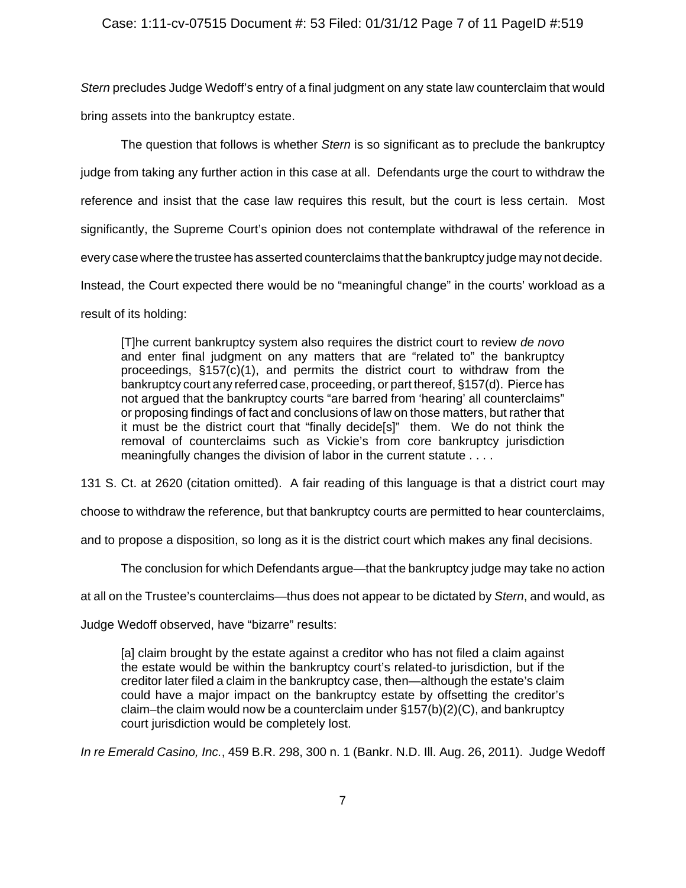*Stern* precludes Judge Wedoff's entry of a final judgment on any state law counterclaim that would bring assets into the bankruptcy estate.

The question that follows is whether *Stern* is so significant as to preclude the bankruptcy judge from taking any further action in this case at all. Defendants urge the court to withdraw the reference and insist that the case law requires this result, but the court is less certain. Most significantly, the Supreme Court's opinion does not contemplate withdrawal of the reference in every case where the trustee has asserted counterclaims that the bankruptcy judge may not decide. Instead, the Court expected there would be no "meaningful change" in the courts' workload as a result of its holding:

> [T]he current bankruptcy system also requires the district court to review *de novo* and enter final judgment on any matters that are "related to" the bankruptcy proceedings, §157(c)(1), and permits the district court to withdraw from the bankruptcy court any referred case, proceeding, or part thereof, §157(d). Pierce has not argued that the bankruptcy courts "are barred from 'hearing' all counterclaims" or proposing findings of fact and conclusions of law on those matters, but rather that it must be the district court that "finally decide[s]" them. We do not think the removal of counterclaims such as Vickie's from core bankruptcy jurisdiction meaningfully changes the division of labor in the current statute . . . .

131 S. Ct. at 2620 (citation omitted). A fair reading of this language is that a district court may choose to withdraw the reference, but that bankruptcy courts are permitted to hear counterclaims, and to propose a disposition, so long as it is the district court which makes any final decisions.

The conclusion for which Defendants argue—that the bankruptcy judge may take no action at all on the Trustee's counterclaims—thus does not appear to be dictated by *Stern*, and would, as Judge Wedoff observed, have "bizarre" results:

> [a] claim brought by the estate against a creditor who has not filed a claim against the estate would be within the bankruptcy court's related-to jurisdiction, but if the creditor later filed a claim in the bankruptcy case, then—although the estate's claim could have a major impact on the bankruptcy estate by offsetting the creditor's claim–the claim would now be a counterclaim under §157(b)(2)(C), and bankruptcy court jurisdiction would be completely lost.

*In re Emerald Casino, Inc.*, 459 B.R. 298, 300 n. 1 (Bankr. N.D. Ill. Aug. 26, 2011). Judge Wedoff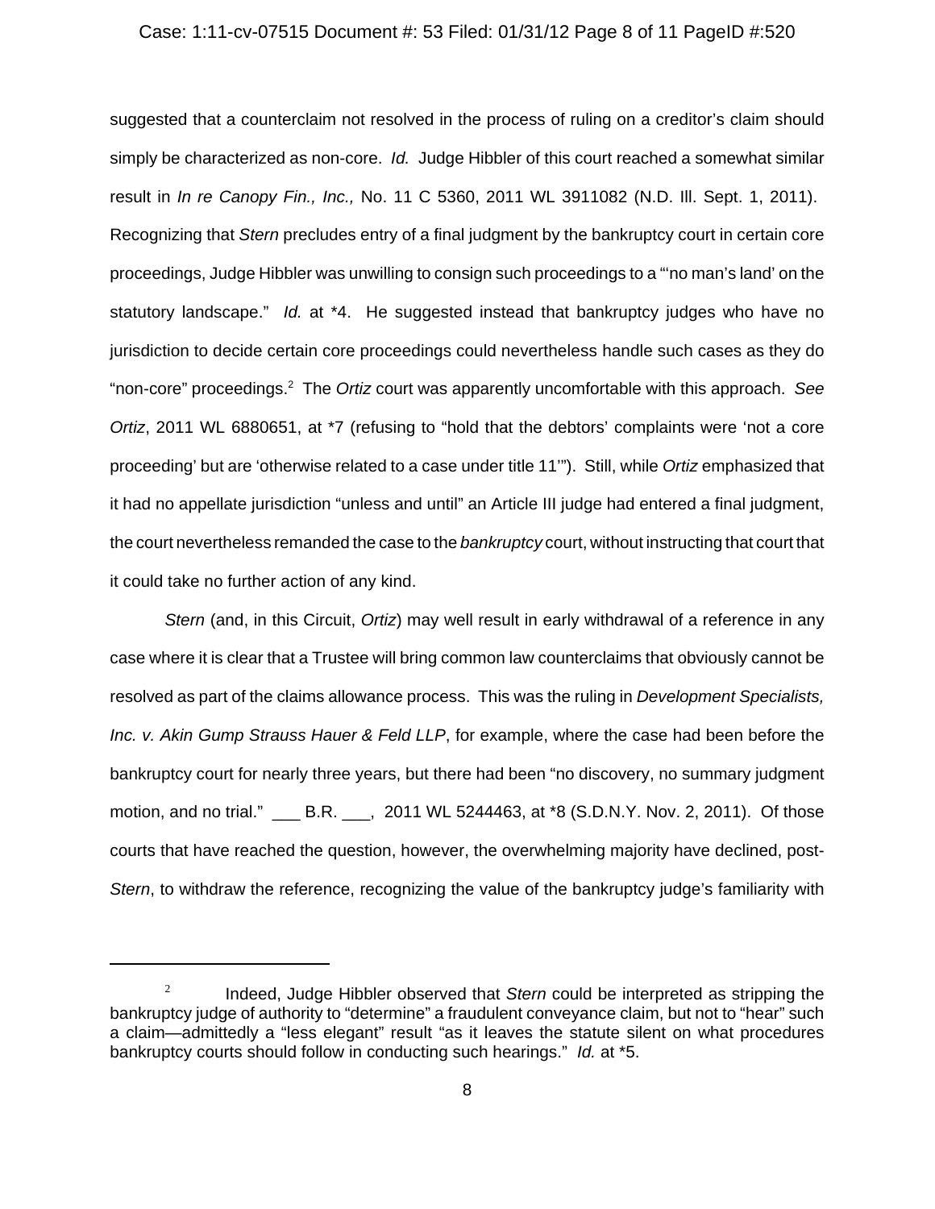suggested that a counterclaim not resolved in the process of ruling on a creditor's claim should simply be characterized as non-core. *Id.* Judge Hibbler of this court reached a somewhat similar result in *In re Canopy Fin., Inc.,* No. 11 C 5360, 2011 WL 3911082 (N.D. Ill. Sept. 1, 2011). Recognizing that *Stern* precludes entry of a final judgment by the bankruptcy court in certain core proceedings, Judge Hibbler was unwilling to consign such proceedings to a "'no man's land' on the statutory landscape." *Id.* at *4. He suggested instead that bankruptcy judges who have no jurisdiction to decide certain core proceedings could nevertheless handle such cases as they do "non-core" proceedings.[2] The *Ortiz* court was apparently uncomfortable with this approach. *See Ortiz*, 2011 WL 6880651, at *7 (refusing to "hold that the debtors' complaints were 'not a core proceeding' but are 'otherwise related to a case under title 11'"). Still, while *Ortiz* emphasized that it had no appellate jurisdiction "unless and until" an Article III judge had entered a final judgment, the court nevertheless remanded the case to the *bankruptcy* court, without instructing that court that it could take no further action of any kind.

*Stern* (and, in this Circuit, *Ortiz*) may well result in early withdrawal of a reference in any case where it is clear that a Trustee will bring common law counterclaims that obviously cannot be resolved as part of the claims allowance process. This was the ruling in *Development Specialists, Inc. v. Akin Gump Strauss Hauer & Feld LLP*, for example, where the case had been before the bankruptcy court for nearly three years, but there had been "no discovery, no summary judgment motion, and no trial." ___ B.R. ___, 2011 WL 5244463, at *8 (S.D.N.Y. Nov. 2, 2011). Of those courts that have reached the question, however, the overwhelming majority have declined, post-*Stern*, to withdraw the reference, recognizing the value of the bankruptcy judge's familiarity with

---

[2] Indeed, Judge Hibbler observed that *Stern* could be interpreted as stripping the bankruptcy judge of authority to "determine" a fraudulent conveyance claim, but not to "hear" such a claim—admittedly a "less elegant" result "as it leaves the statute silent on what procedures bankruptcy courts should follow in conducting such hearings." *Id.* at *5.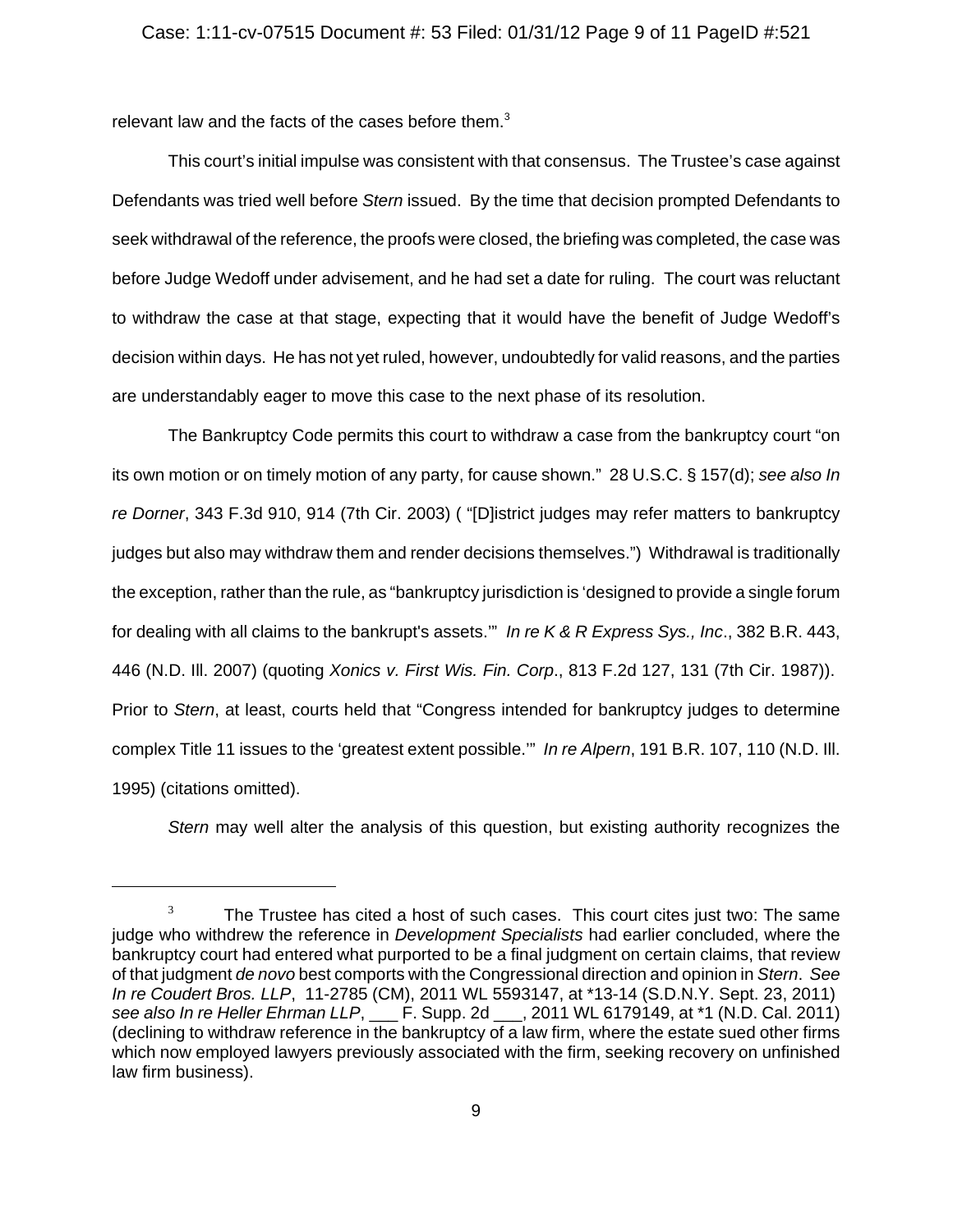relevant law and the facts of the cases before them.[3]

This court's initial impulse was consistent with that consensus. The Trustee's case against Defendants was tried well before *Stern* issued. By the time that decision prompted Defendants to seek withdrawal of the reference, the proofs were closed, the briefing was completed, the case was before Judge Wedoff under advisement, and he had set a date for ruling. The court was reluctant to withdraw the case at that stage, expecting that it would have the benefit of Judge Wedoff's decision within days. He has not yet ruled, however, undoubtedly for valid reasons, and the parties are understandably eager to move this case to the next phase of its resolution.

The Bankruptcy Code permits this court to withdraw a case from the bankruptcy court "on its own motion or on timely motion of any party, for cause shown." 28 U.S.C. § 157(d); *see also In re Dorner*, 343 F.3d 910, 914 (7th Cir. 2003) ( "[D]istrict judges may refer matters to bankruptcy judges but also may withdraw them and render decisions themselves.") Withdrawal is traditionally the exception, rather than the rule, as "bankruptcy jurisdiction is 'designed to provide a single forum for dealing with all claims to the bankrupt's assets.'" *In re K & R Express Sys., Inc*., 382 B.R. 443, 446 (N.D. Ill. 2007) (quoting *Xonics v. First Wis. Fin. Corp*., 813 F.2d 127, 131 (7th Cir. 1987)). Prior to *Stern*, at least, courts held that "Congress intended for bankruptcy judges to determine complex Title 11 issues to the 'greatest extent possible.'" *In re Alpern*, 191 B.R. 107, 110 (N.D. Ill. 1995) (citations omitted).

*Stern* may well alter the analysis of this question, but existing authority recognizes the

---

[3] The Trustee has cited a host of such cases. This court cites just two: The same judge who withdrew the reference in *Development Specialists* had earlier concluded, where the bankruptcy court had entered what purported to be a final judgment on certain claims, that review of that judgment *de novo* best comports with the Congressional direction and opinion in *Stern*. *See In re Coudert Bros. LLP*, 11-2785 (CM), 2011 WL 5593147, at *13-14 (S.D.N.Y. Sept. 23, 2011) *see also In re Heller Ehrman LLP*, ___ F. Supp. 2d ___, 2011 WL 6179149, at *1 (N.D. Cal. 2011) (declining to withdraw reference in the bankruptcy of a law firm, where the estate sued other firms which now employed lawyers previously associated with the firm, seeking recovery on unfinished law firm business).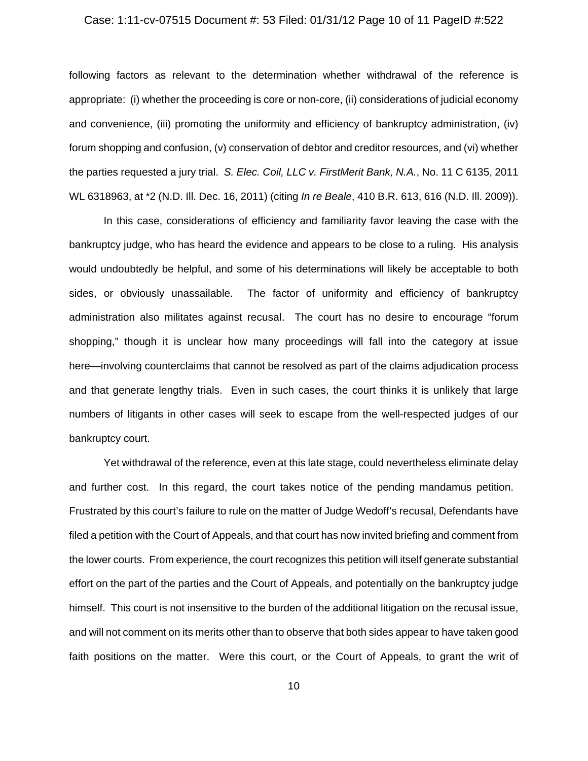following factors as relevant to the determination whether withdrawal of the reference is appropriate: (i) whether the proceeding is core or non-core, (ii) considerations of judicial economy and convenience, (iii) promoting the uniformity and efficiency of bankruptcy administration, (iv) forum shopping and confusion, (v) conservation of debtor and creditor resources, and (vi) whether the parties requested a jury trial. *S. Elec. Coil, LLC v. FirstMerit Bank, N.A.*, No. 11 C 6135, 2011 WL 6318963, at *2 (N.D. Ill. Dec. 16, 2011) (citing *In re Beale*, 410 B.R. 613, 616 (N.D. Ill. 2009)).

In this case, considerations of efficiency and familiarity favor leaving the case with the bankruptcy judge, who has heard the evidence and appears to be close to a ruling. His analysis would undoubtedly be helpful, and some of his determinations will likely be acceptable to both sides, or obviously unassailable. The factor of uniformity and efficiency of bankruptcy administration also militates against recusal. The court has no desire to encourage "forum shopping," though it is unclear how many proceedings will fall into the category at issue here—involving counterclaims that cannot be resolved as part of the claims adjudication process and that generate lengthy trials. Even in such cases, the court thinks it is unlikely that large numbers of litigants in other cases will seek to escape from the well-respected judges of our bankruptcy court.

Yet withdrawal of the reference, even at this late stage, could nevertheless eliminate delay and further cost. In this regard, the court takes notice of the pending mandamus petition. Frustrated by this court's failure to rule on the matter of Judge Wedoff's recusal, Defendants have filed a petition with the Court of Appeals, and that court has now invited briefing and comment from the lower courts. From experience, the court recognizes this petition will itself generate substantial effort on the part of the parties and the Court of Appeals, and potentially on the bankruptcy judge himself. This court is not insensitive to the burden of the additional litigation on the recusal issue, and will not comment on its merits other than to observe that both sides appear to have taken good faith positions on the matter. Were this court, or the Court of Appeals, to grant the writ of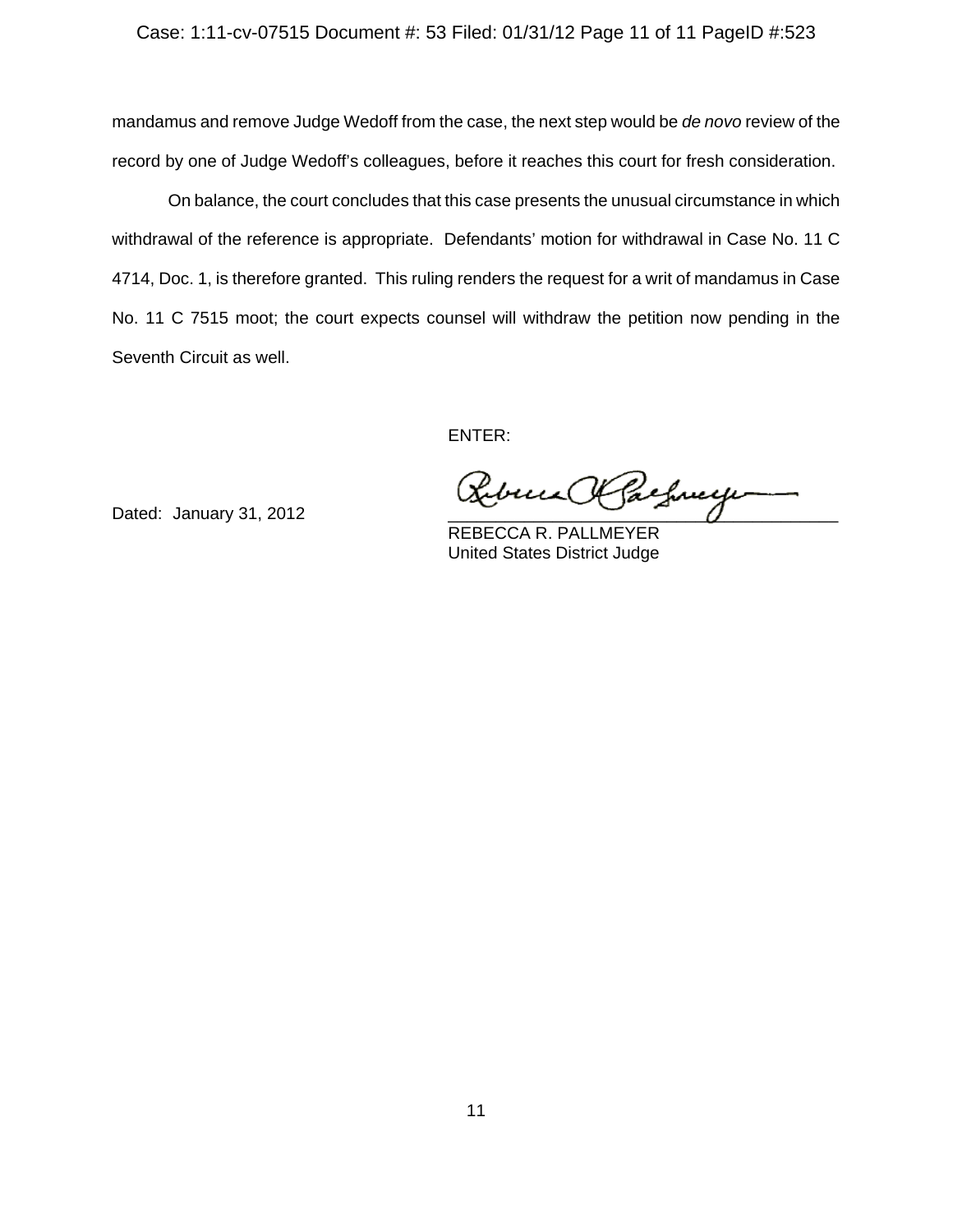mandamus and remove Judge Wedoff from the case, the next step would be *de novo* review of the record by one of Judge Wedoff's colleagues, before it reaches this court for fresh consideration.

On balance, the court concludes that this case presents the unusual circumstance in which withdrawal of the reference is appropriate. Defendants' motion for withdrawal in Case No. 11 C 4714, Doc. 1, is therefore granted. This ruling renders the request for a writ of mandamus in Case No. 11 C 7515 moot; the court expects counsel will withdraw the petition now pending in the Seventh Circuit as well.

ENTER:

Dated: January 31, 2012

REBECCA R. PALLMEYER
United States District Judge